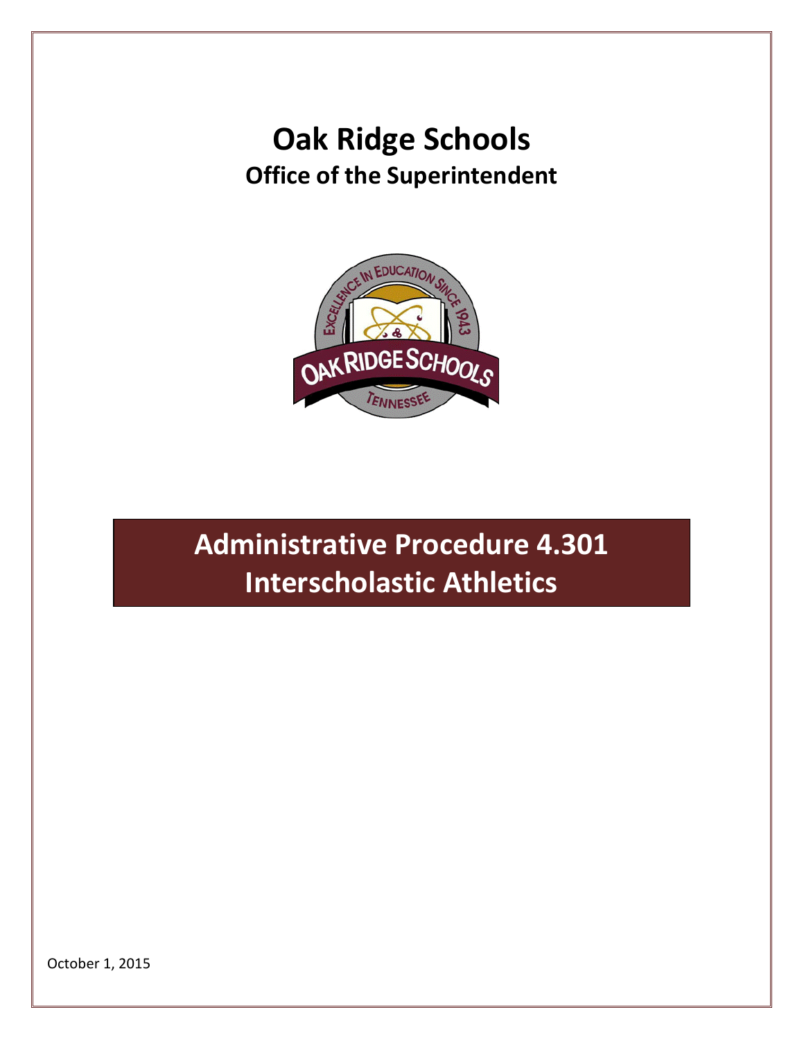# Oak Ridge Schools

## Office of the Superintendent

# Administrative Procedure 4.301
# Interscholastic Athletics

October 1, 2015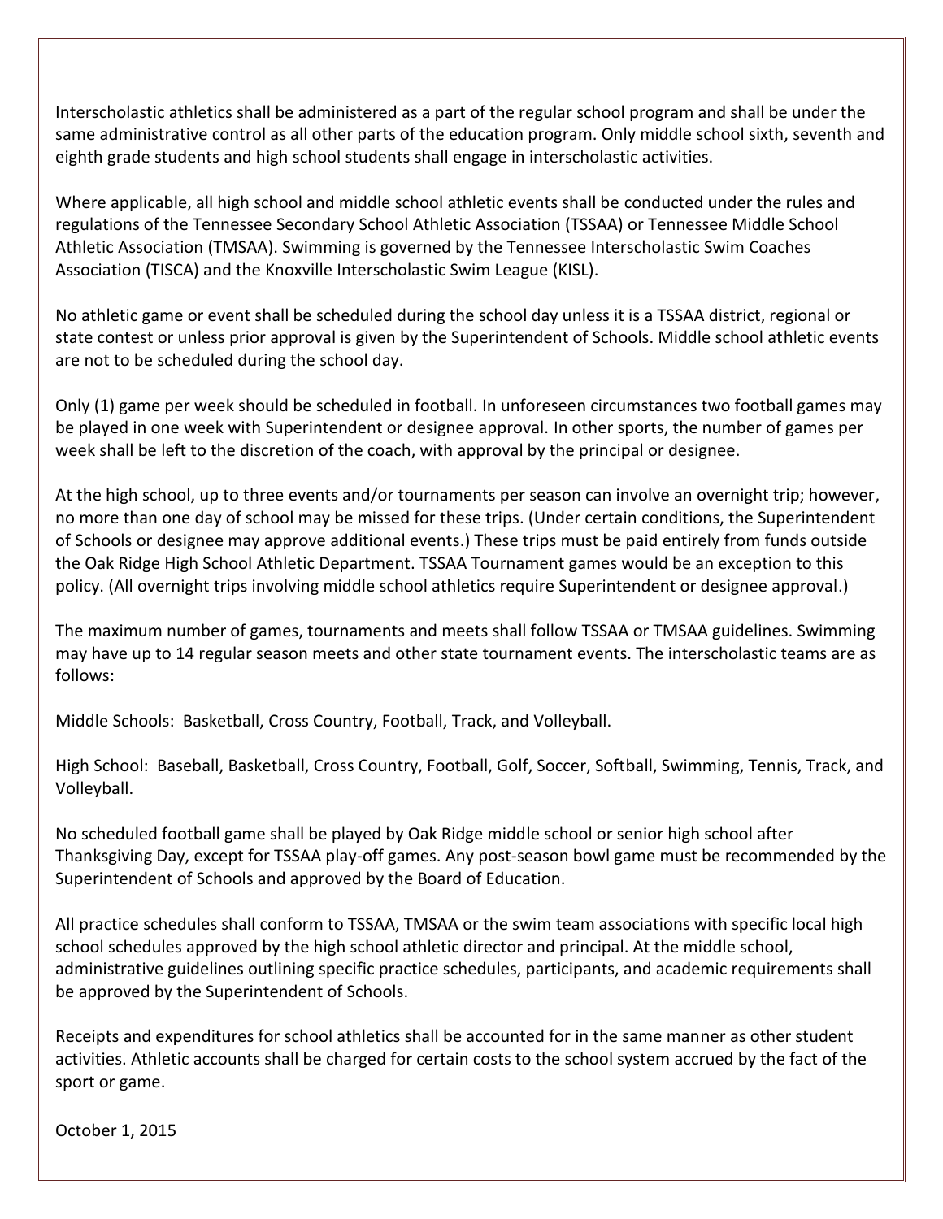Interscholastic athletics shall be administered as a part of the regular school program and shall be under the same administrative control as all other parts of the education program. Only middle school sixth, seventh and eighth grade students and high school students shall engage in interscholastic activities.

Where applicable, all high school and middle school athletic events shall be conducted under the rules and regulations of the Tennessee Secondary School Athletic Association (TSSAA) or Tennessee Middle School Athletic Association (TMSAA). Swimming is governed by the Tennessee Interscholastic Swim Coaches Association (TISCA) and the Knoxville Interscholastic Swim League (KISL).

No athletic game or event shall be scheduled during the school day unless it is a TSSAA district, regional or state contest or unless prior approval is given by the Superintendent of Schools. Middle school athletic events are not to be scheduled during the school day.

Only (1) game per week should be scheduled in football. In unforeseen circumstances two football games may be played in one week with Superintendent or designee approval. In other sports, the number of games per week shall be left to the discretion of the coach, with approval by the principal or designee.

At the high school, up to three events and/or tournaments per season can involve an overnight trip; however, no more than one day of school may be missed for these trips. (Under certain conditions, the Superintendent of Schools or designee may approve additional events.) These trips must be paid entirely from funds outside the Oak Ridge High School Athletic Department. TSSAA Tournament games would be an exception to this policy. (All overnight trips involving middle school athletics require Superintendent or designee approval.)

The maximum number of games, tournaments and meets shall follow TSSAA or TMSAA guidelines. Swimming may have up to 14 regular season meets and other state tournament events. The interscholastic teams are as follows:

Middle Schools: Basketball, Cross Country, Football, Track, and Volleyball.

High School: Baseball, Basketball, Cross Country, Football, Golf, Soccer, Softball, Swimming, Tennis, Track, and Volleyball.

No scheduled football game shall be played by Oak Ridge middle school or senior high school after Thanksgiving Day, except for TSSAA play-off games. Any post-season bowl game must be recommended by the Superintendent of Schools and approved by the Board of Education.

All practice schedules shall conform to TSSAA, TMSAA or the swim team associations with specific local high school schedules approved by the high school athletic director and principal. At the middle school, administrative guidelines outlining specific practice schedules, participants, and academic requirements shall be approved by the Superintendent of Schools.

Receipts and expenditures for school athletics shall be accounted for in the same manner as other student activities. Athletic accounts shall be charged for certain costs to the school system accrued by the fact of the sport or game.

October 1, 2015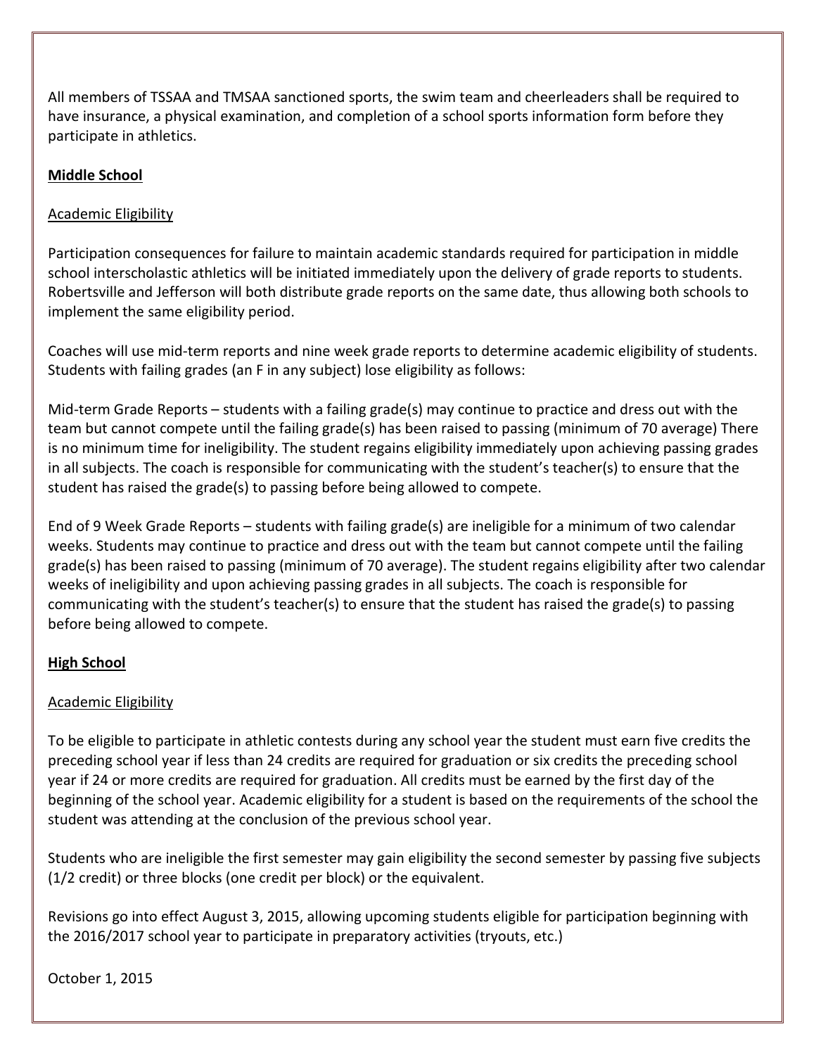All members of TSSAA and TMSAA sanctioned sports, the swim team and cheerleaders shall be required to have insurance, a physical examination, and completion of a school sports information form before they participate in athletics.

## Middle School

### Academic Eligibility

Participation consequences for failure to maintain academic standards required for participation in middle school interscholastic athletics will be initiated immediately upon the delivery of grade reports to students. Robertsville and Jefferson will both distribute grade reports on the same date, thus allowing both schools to implement the same eligibility period.

Coaches will use mid-term reports and nine week grade reports to determine academic eligibility of students. Students with failing grades (an F in any subject) lose eligibility as follows:

Mid-term Grade Reports – students with a failing grade(s) may continue to practice and dress out with the team but cannot compete until the failing grade(s) has been raised to passing (minimum of 70 average) There is no minimum time for ineligibility. The student regains eligibility immediately upon achieving passing grades in all subjects. The coach is responsible for communicating with the student's teacher(s) to ensure that the student has raised the grade(s) to passing before being allowed to compete.

End of 9 Week Grade Reports – students with failing grade(s) are ineligible for a minimum of two calendar weeks. Students may continue to practice and dress out with the team but cannot compete until the failing grade(s) has been raised to passing (minimum of 70 average). The student regains eligibility after two calendar weeks of ineligibility and upon achieving passing grades in all subjects. The coach is responsible for communicating with the student's teacher(s) to ensure that the student has raised the grade(s) to passing before being allowed to compete.

## High School

### Academic Eligibility

To be eligible to participate in athletic contests during any school year the student must earn five credits the preceding school year if less than 24 credits are required for graduation or six credits the preceding school year if 24 or more credits are required for graduation. All credits must be earned by the first day of the beginning of the school year. Academic eligibility for a student is based on the requirements of the school the student was attending at the conclusion of the previous school year.

Students who are ineligible the first semester may gain eligibility the second semester by passing five subjects (1/2 credit) or three blocks (one credit per block) or the equivalent.

Revisions go into effect August 3, 2015, allowing upcoming students eligible for participation beginning with the 2016/2017 school year to participate in preparatory activities (tryouts, etc.)

October 1, 2015